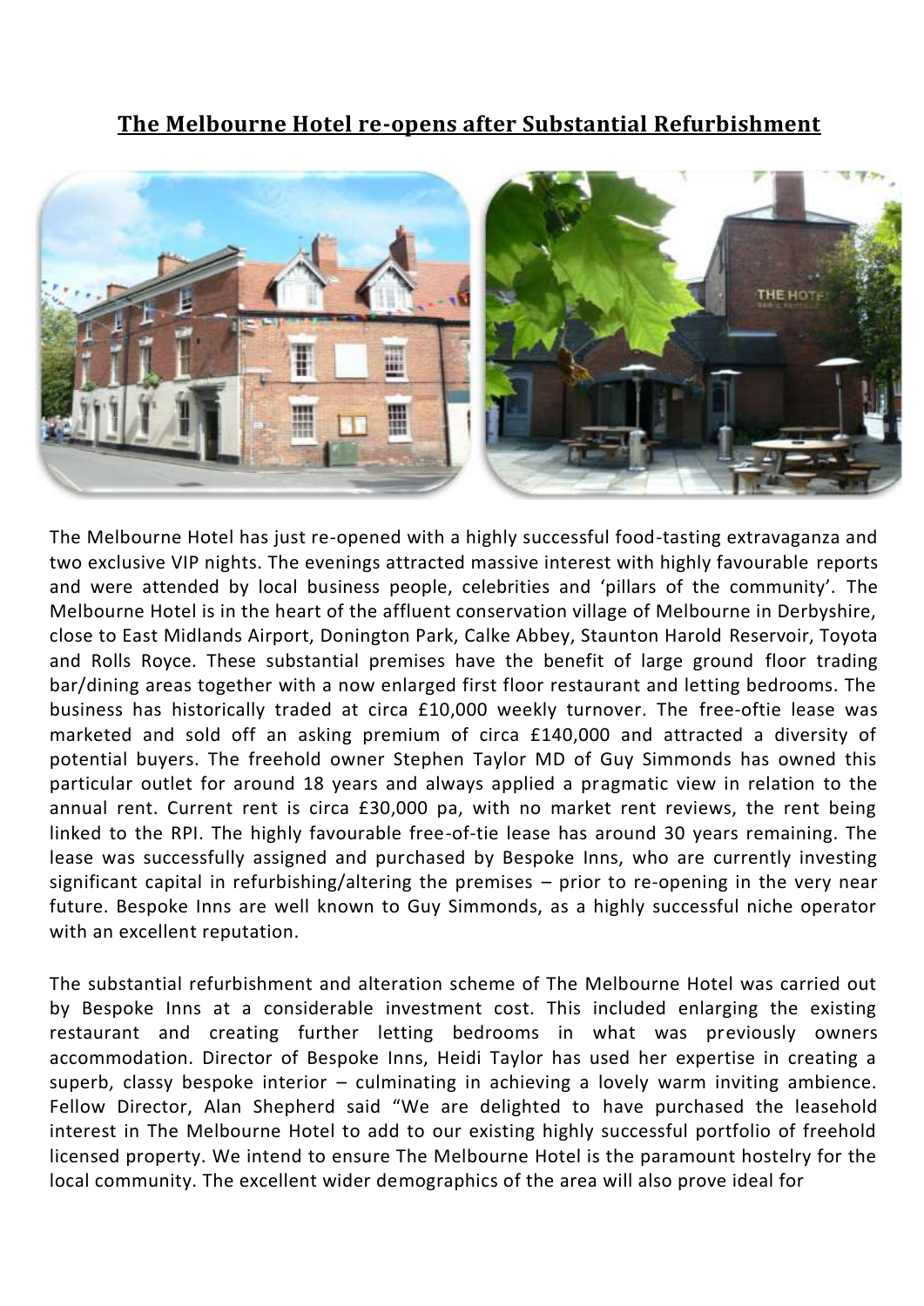# The Melbourne Hotel re-opens after Substantial Refurbishment

The Melbourne Hotel has just re-opened with a highly successful food-tasting extravaganza and two exclusive VIP nights. The evenings attracted massive interest with highly favourable reports and were attended by local business people, celebrities and 'pillars of the community'. The Melbourne Hotel is in the heart of the affluent conservation village of Melbourne in Derbyshire, close to East Midlands Airport, Donington Park, Calke Abbey, Staunton Harold Reservoir, Toyota and Rolls Royce. These substantial premises have the benefit of large ground floor trading bar/dining areas together with a now enlarged first floor restaurant and letting bedrooms. The business has historically traded at circa £10,000 weekly turnover. The free-oftie lease was marketed and sold off an asking premium of circa £140,000 and attracted a diversity of potential buyers. The freehold owner Stephen Taylor MD of Guy Simmonds has owned this particular outlet for around 18 years and always applied a pragmatic view in relation to the annual rent. Current rent is circa £30,000 pa, with no market rent reviews, the rent being linked to the RPI. The highly favourable free-of-tie lease has around 30 years remaining. The lease was successfully assigned and purchased by Bespoke Inns, who are currently investing significant capital in refurbishing/altering the premises – prior to re-opening in the very near future. Bespoke Inns are well known to Guy Simmonds, as a highly successful niche operator with an excellent reputation.

The substantial refurbishment and alteration scheme of The Melbourne Hotel was carried out by Bespoke Inns at a considerable investment cost. This included enlarging the existing restaurant and creating further letting bedrooms in what was previously owners accommodation. Director of Bespoke Inns, Heidi Taylor has used her expertise in creating a superb, classy bespoke interior – culminating in achieving a lovely warm inviting ambience. Fellow Director, Alan Shepherd said "We are delighted to have purchased the leasehold interest in The Melbourne Hotel to add to our existing highly successful portfolio of freehold licensed property. We intend to ensure The Melbourne Hotel is the paramount hostelry for the local community. The excellent wider demographics of the area will also prove ideal for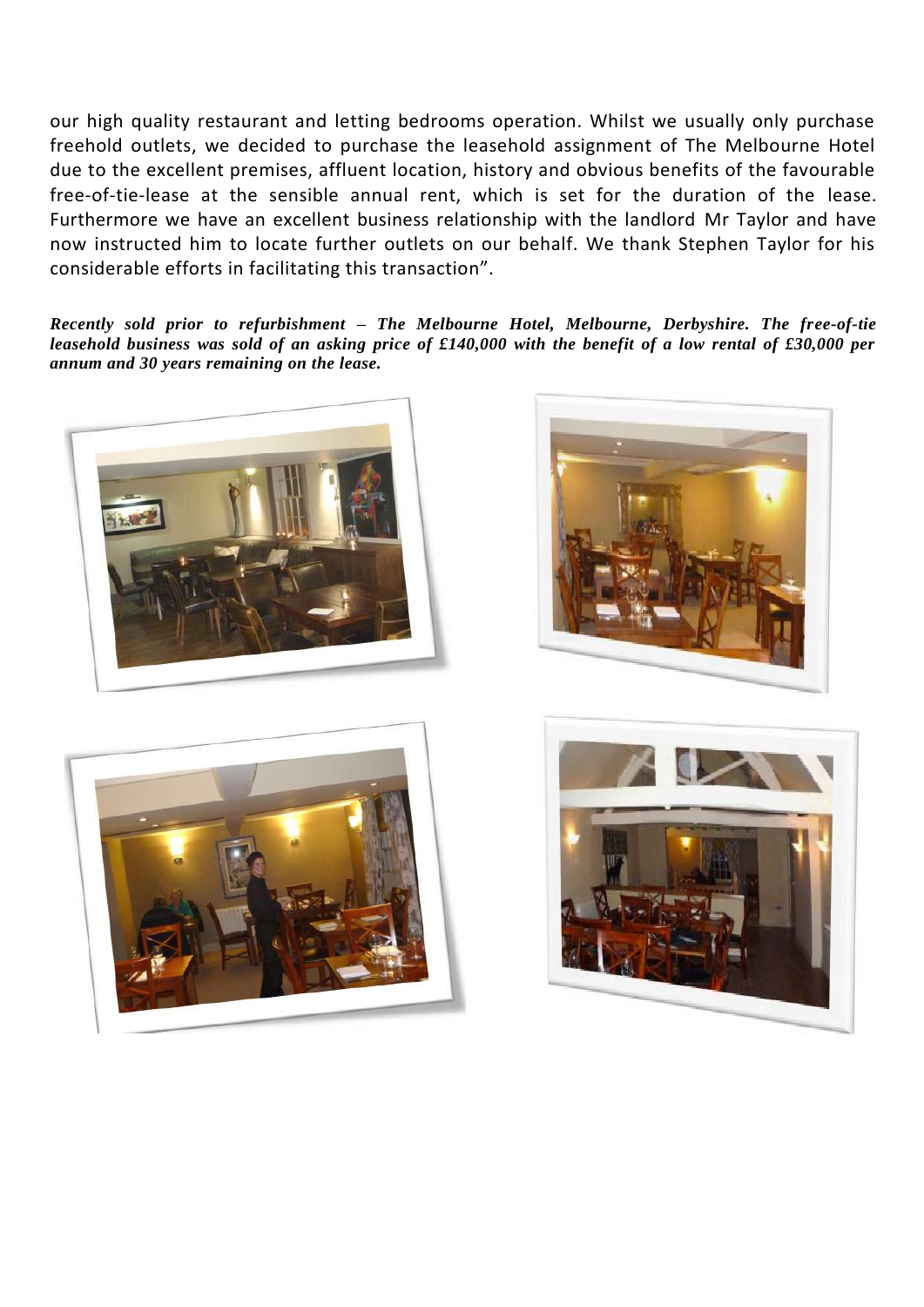our high quality restaurant and letting bedrooms operation. Whilst we usually only purchase freehold outlets, we decided to purchase the leasehold assignment of The Melbourne Hotel due to the excellent premises, affluent location, history and obvious benefits of the favourable free-of-tie-lease at the sensible annual rent, which is set for the duration of the lease. Furthermore we have an excellent business relationship with the landlord Mr Taylor and have now instructed him to locate further outlets on our behalf. We thank Stephen Taylor for his considerable efforts in facilitating this transaction".

***Recently sold prior to refurbishment – The Melbourne Hotel, Melbourne, Derbyshire. The free-of-tie leasehold business was sold of an asking price of £140,000 with the benefit of a low rental of £30,000 per annum and 30 years remaining on the lease.***